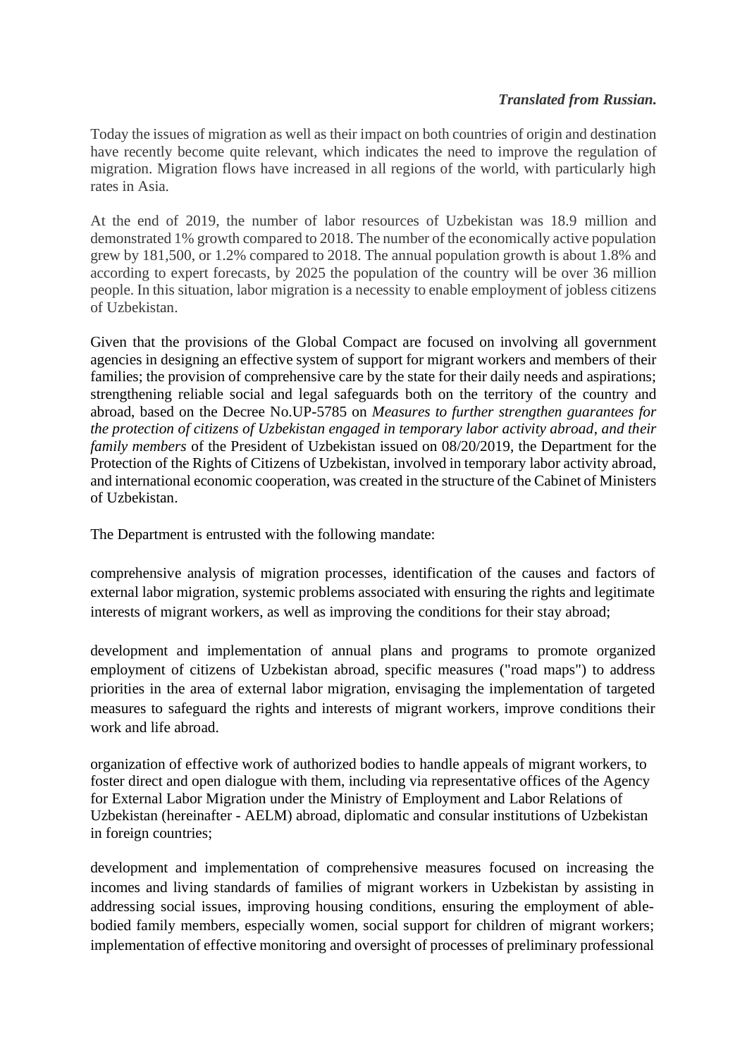***Translated from Russian.***

Today the issues of migration as well as their impact on both countries of origin and destination have recently become quite relevant, which indicates the need to improve the regulation of migration. Migration flows have increased in all regions of the world, with particularly high rates in Asia.

At the end of 2019, the number of labor resources of Uzbekistan was 18.9 million and demonstrated 1% growth compared to 2018. The number of the economically active population grew by 181,500, or 1.2% compared to 2018. The annual population growth is about 1.8% and according to expert forecasts, by 2025 the population of the country will be over 36 million people. In this situation, labor migration is a necessity to enable employment of jobless citizens of Uzbekistan.

Given that the provisions of the Global Compact are focused on involving all government agencies in designing an effective system of support for migrant workers and members of their families; the provision of comprehensive care by the state for their daily needs and aspirations; strengthening reliable social and legal safeguards both on the territory of the country and abroad, based on the Decree No.UP-5785 on *Measures to further strengthen guarantees for the protection of citizens of Uzbekistan engaged in temporary labor activity abroad, and their family members* of the President of Uzbekistan issued on 08/20/2019, the Department for the Protection of the Rights of Citizens of Uzbekistan, involved in temporary labor activity abroad, and international economic cooperation, was created in the structure of the Cabinet of Ministers of Uzbekistan.

The Department is entrusted with the following mandate:

comprehensive analysis of migration processes, identification of the causes and factors of external labor migration, systemic problems associated with ensuring the rights and legitimate interests of migrant workers, as well as improving the conditions for their stay abroad;

development and implementation of annual plans and programs to promote organized employment of citizens of Uzbekistan abroad, specific measures ("road maps") to address priorities in the area of external labor migration, envisaging the implementation of targeted measures to safeguard the rights and interests of migrant workers, improve conditions their work and life abroad.

organization of effective work of authorized bodies to handle appeals of migrant workers, to foster direct and open dialogue with them, including via representative offices of the Agency for External Labor Migration under the Ministry of Employment and Labor Relations of Uzbekistan (hereinafter - AELM) abroad, diplomatic and consular institutions of Uzbekistan in foreign countries;

development and implementation of comprehensive measures focused on increasing the incomes and living standards of families of migrant workers in Uzbekistan by assisting in addressing social issues, improving housing conditions, ensuring the employment of able-bodied family members, especially women, social support for children of migrant workers; implementation of effective monitoring and oversight of processes of preliminary professional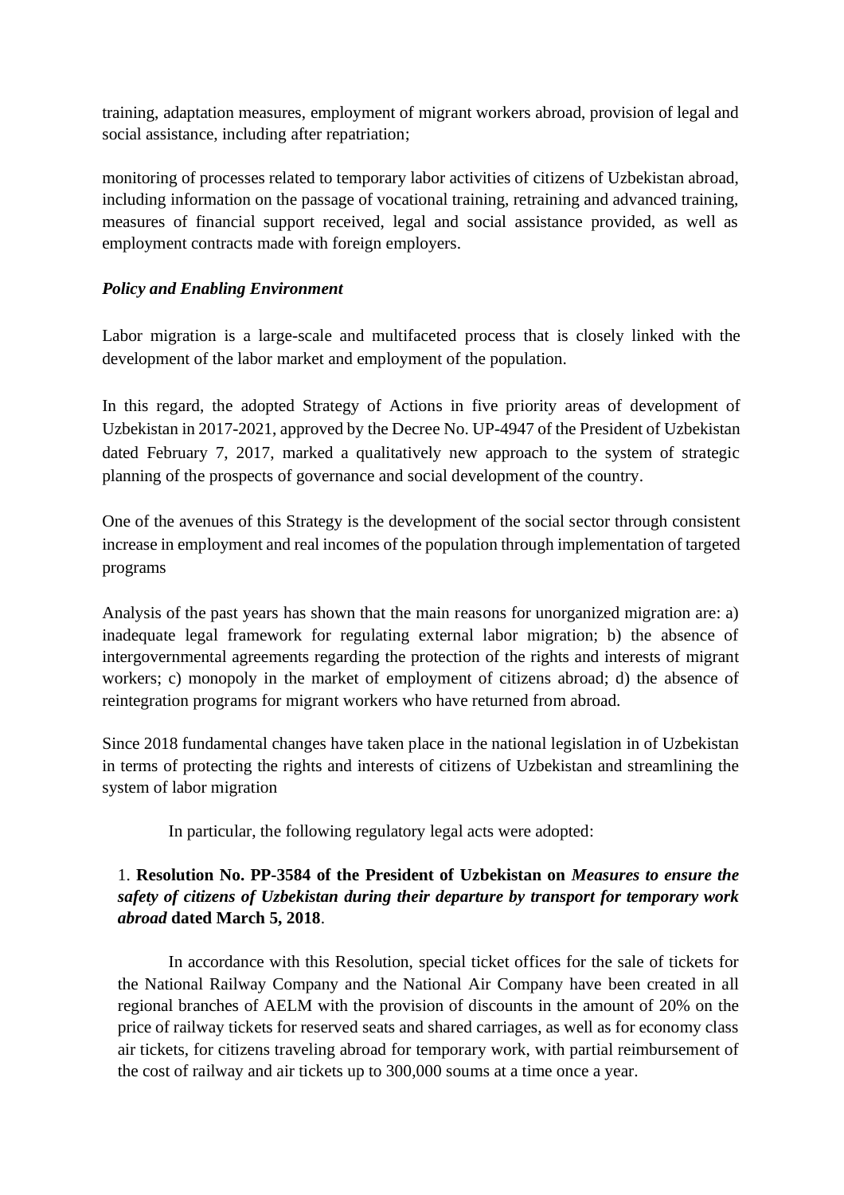training, adaptation measures, employment of migrant workers abroad, provision of legal and social assistance, including after repatriation;

monitoring of processes related to temporary labor activities of citizens of Uzbekistan abroad, including information on the passage of vocational training, retraining and advanced training, measures of financial support received, legal and social assistance provided, as well as employment contracts made with foreign employers.

***Policy and Enabling Environment***

Labor migration is a large-scale and multifaceted process that is closely linked with the development of the labor market and employment of the population.

In this regard, the adopted Strategy of Actions in five priority areas of development of Uzbekistan in 2017-2021, approved by the Decree No. UP-4947 of the President of Uzbekistan dated February 7, 2017, marked a qualitatively new approach to the system of strategic planning of the prospects of governance and social development of the country.

One of the avenues of this Strategy is the development of the social sector through consistent increase in employment and real incomes of the population through implementation of targeted programs

Analysis of the past years has shown that the main reasons for unorganized migration are: a) inadequate legal framework for regulating external labor migration; b) the absence of intergovernmental agreements regarding the protection of the rights and interests of migrant workers; c) monopoly in the market of employment of citizens abroad; d) the absence of reintegration programs for migrant workers who have returned from abroad.

Since 2018 fundamental changes have taken place in the national legislation in of Uzbekistan in terms of protecting the rights and interests of citizens of Uzbekistan and streamlining the system of labor migration

In particular, the following regulatory legal acts were adopted:

1. **Resolution No. PP-3584 of the President of Uzbekistan on** ***Measures to ensure the safety of citizens of Uzbekistan during their departure by transport for temporary work abroad*** **dated March 5, 2018**.

In accordance with this Resolution, special ticket offices for the sale of tickets for the National Railway Company and the National Air Company have been created in all regional branches of AELM with the provision of discounts in the amount of 20% on the price of railway tickets for reserved seats and shared carriages, as well as for economy class air tickets, for citizens traveling abroad for temporary work, with partial reimbursement of the cost of railway and air tickets up to 300,000 soums at a time once a year.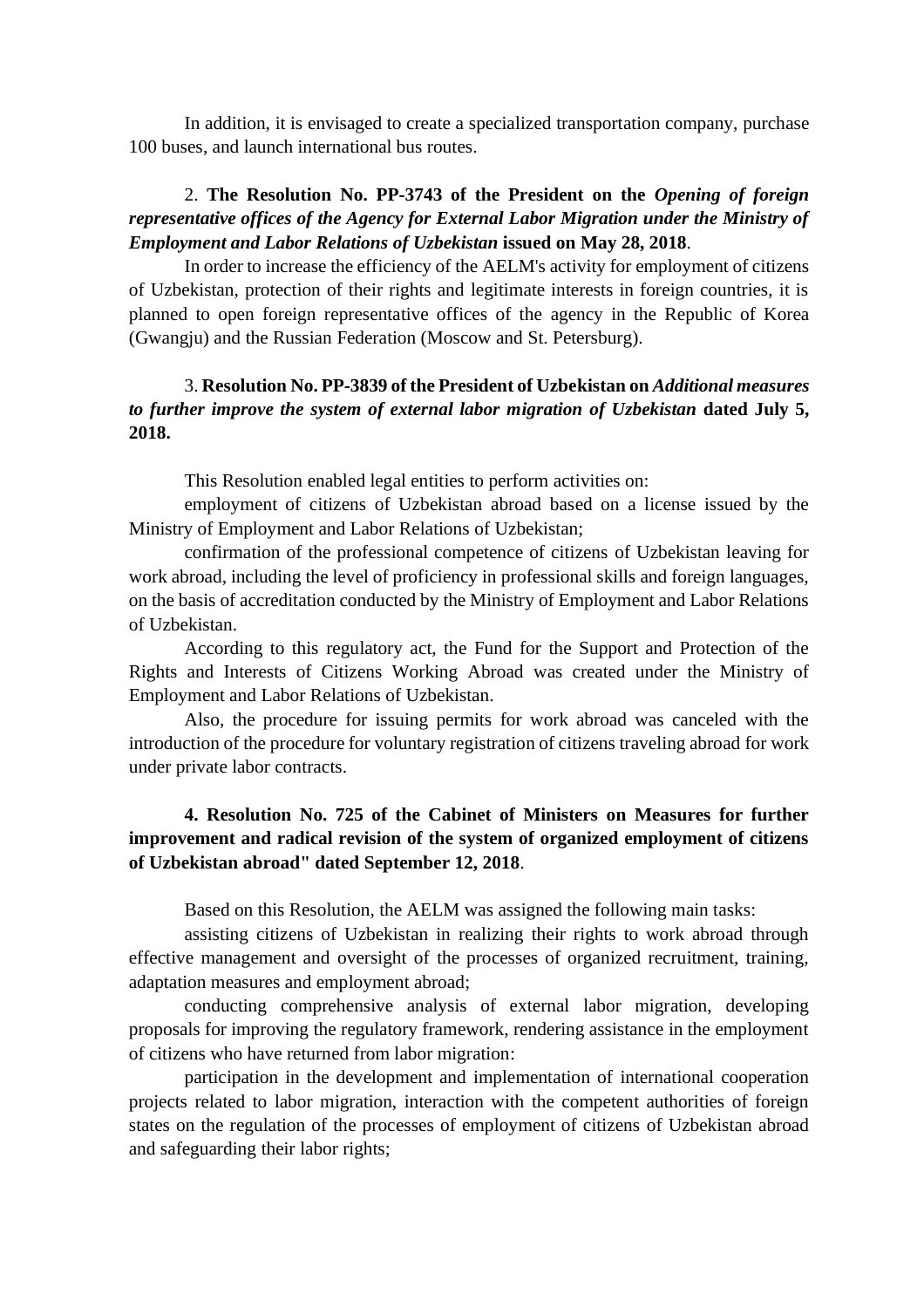In addition, it is envisaged to create a specialized transportation company, purchase 100 buses, and launch international bus routes.

2. **The Resolution No. PP-3743 of the President on the *Opening of foreign representative offices of the Agency for External Labor Migration under the Ministry of Employment and Labor Relations of Uzbekistan* issued on May 28, 2018**.

In order to increase the efficiency of the AELM's activity for employment of citizens of Uzbekistan, protection of their rights and legitimate interests in foreign countries, it is planned to open foreign representative offices of the agency in the Republic of Korea (Gwangju) and the Russian Federation (Moscow and St. Petersburg).

3. **Resolution No. PP-3839 of the President of Uzbekistan on *Additional measures to further improve the system of external labor migration of Uzbekistan* dated July 5, 2018.**

This Resolution enabled legal entities to perform activities on:

employment of citizens of Uzbekistan abroad based on a license issued by the Ministry of Employment and Labor Relations of Uzbekistan;

confirmation of the professional competence of citizens of Uzbekistan leaving for work abroad, including the level of proficiency in professional skills and foreign languages, on the basis of accreditation conducted by the Ministry of Employment and Labor Relations of Uzbekistan.

According to this regulatory act, the Fund for the Support and Protection of the Rights and Interests of Citizens Working Abroad was created under the Ministry of Employment and Labor Relations of Uzbekistan.

Also, the procedure for issuing permits for work abroad was canceled with the introduction of the procedure for voluntary registration of citizens traveling abroad for work under private labor contracts.

**4. Resolution No. 725 of the Cabinet of Ministers on Measures for further improvement and radical revision of the system of organized employment of citizens of Uzbekistan abroad" dated September 12, 2018**.

Based on this Resolution, the AELM was assigned the following main tasks:

assisting citizens of Uzbekistan in realizing their rights to work abroad through effective management and oversight of the processes of organized recruitment, training, adaptation measures and employment abroad;

conducting comprehensive analysis of external labor migration, developing proposals for improving the regulatory framework, rendering assistance in the employment of citizens who have returned from labor migration:

participation in the development and implementation of international cooperation projects related to labor migration, interaction with the competent authorities of foreign states on the regulation of the processes of employment of citizens of Uzbekistan abroad and safeguarding their labor rights;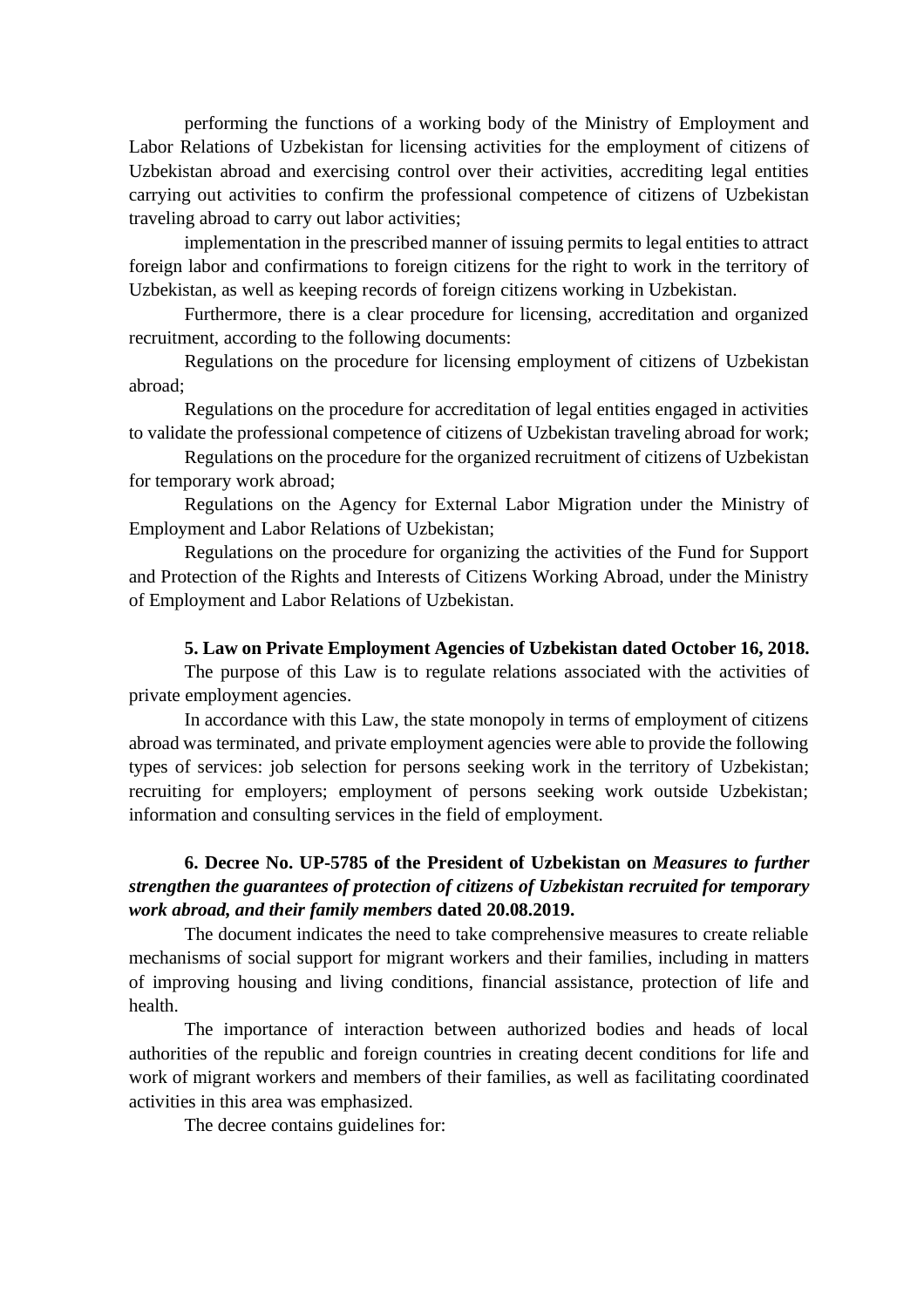performing the functions of a working body of the Ministry of Employment and Labor Relations of Uzbekistan for licensing activities for the employment of citizens of Uzbekistan abroad and exercising control over their activities, accrediting legal entities carrying out activities to confirm the professional competence of citizens of Uzbekistan traveling abroad to carry out labor activities;

implementation in the prescribed manner of issuing permits to legal entities to attract foreign labor and confirmations to foreign citizens for the right to work in the territory of Uzbekistan, as well as keeping records of foreign citizens working in Uzbekistan.

Furthermore, there is a clear procedure for licensing, accreditation and organized recruitment, according to the following documents:

Regulations on the procedure for licensing employment of citizens of Uzbekistan abroad;

Regulations on the procedure for accreditation of legal entities engaged in activities to validate the professional competence of citizens of Uzbekistan traveling abroad for work;

Regulations on the procedure for the organized recruitment of citizens of Uzbekistan for temporary work abroad;

Regulations on the Agency for External Labor Migration under the Ministry of Employment and Labor Relations of Uzbekistan;

Regulations on the procedure for organizing the activities of the Fund for Support and Protection of the Rights and Interests of Citizens Working Abroad, under the Ministry of Employment and Labor Relations of Uzbekistan.

**5. Law on Private Employment Agencies of Uzbekistan dated October 16, 2018.**

The purpose of this Law is to regulate relations associated with the activities of private employment agencies.

In accordance with this Law, the state monopoly in terms of employment of citizens abroad was terminated, and private employment agencies were able to provide the following types of services: job selection for persons seeking work in the territory of Uzbekistan; recruiting for employers; employment of persons seeking work outside Uzbekistan; information and consulting services in the field of employment.

**6. Decree No. UP-5785 of the President of Uzbekistan on *Measures to further strengthen the guarantees of protection of citizens of Uzbekistan recruited for temporary work abroad, and their family members* dated 20.08.2019.**

The document indicates the need to take comprehensive measures to create reliable mechanisms of social support for migrant workers and their families, including in matters of improving housing and living conditions, financial assistance, protection of life and health.

The importance of interaction between authorized bodies and heads of local authorities of the republic and foreign countries in creating decent conditions for life and work of migrant workers and members of their families, as well as facilitating coordinated activities in this area was emphasized.

The decree contains guidelines for: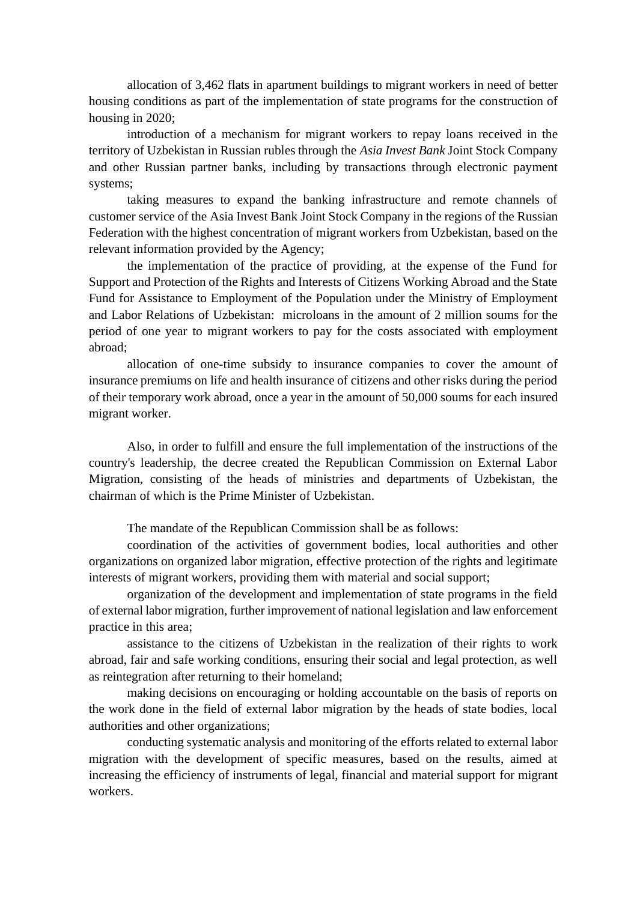allocation of 3,462 flats in apartment buildings to migrant workers in need of better housing conditions as part of the implementation of state programs for the construction of housing in 2020;

introduction of a mechanism for migrant workers to repay loans received in the territory of Uzbekistan in Russian rubles through the *Asia Invest Bank* Joint Stock Company and other Russian partner banks, including by transactions through electronic payment systems;

taking measures to expand the banking infrastructure and remote channels of customer service of the Asia Invest Bank Joint Stock Company in the regions of the Russian Federation with the highest concentration of migrant workers from Uzbekistan, based on the relevant information provided by the Agency;

the implementation of the practice of providing, at the expense of the Fund for Support and Protection of the Rights and Interests of Citizens Working Abroad and the State Fund for Assistance to Employment of the Population under the Ministry of Employment and Labor Relations of Uzbekistan: microloans in the amount of 2 million soums for the period of one year to migrant workers to pay for the costs associated with employment abroad;

allocation of one-time subsidy to insurance companies to cover the amount of insurance premiums on life and health insurance of citizens and other risks during the period of their temporary work abroad, once a year in the amount of 50,000 soums for each insured migrant worker.

Also, in order to fulfill and ensure the full implementation of the instructions of the country's leadership, the decree created the Republican Commission on External Labor Migration, consisting of the heads of ministries and departments of Uzbekistan, the chairman of which is the Prime Minister of Uzbekistan.

The mandate of the Republican Commission shall be as follows:

coordination of the activities of government bodies, local authorities and other organizations on organized labor migration, effective protection of the rights and legitimate interests of migrant workers, providing them with material and social support;

organization of the development and implementation of state programs in the field of external labor migration, further improvement of national legislation and law enforcement practice in this area;

assistance to the citizens of Uzbekistan in the realization of their rights to work abroad, fair and safe working conditions, ensuring their social and legal protection, as well as reintegration after returning to their homeland;

making decisions on encouraging or holding accountable on the basis of reports on the work done in the field of external labor migration by the heads of state bodies, local authorities and other organizations;

conducting systematic analysis and monitoring of the efforts related to external labor migration with the development of specific measures, based on the results, aimed at increasing the efficiency of instruments of legal, financial and material support for migrant workers.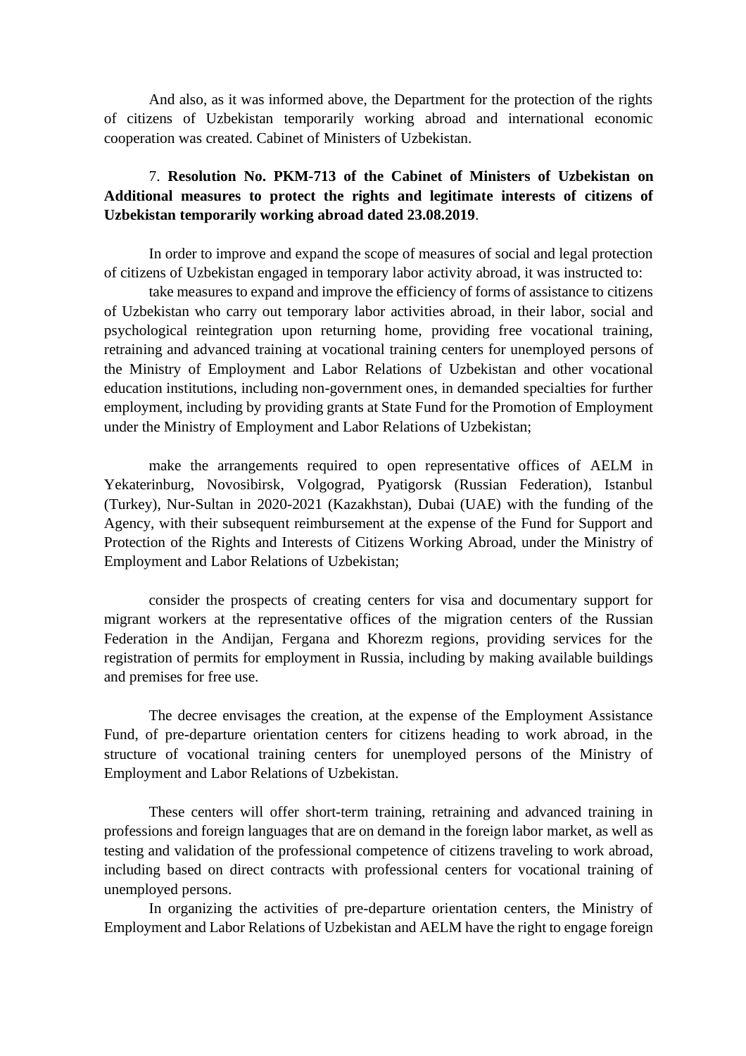And also, as it was informed above, the Department for the protection of the rights of citizens of Uzbekistan temporarily working abroad and international economic cooperation was created. Cabinet of Ministers of Uzbekistan.

7. **Resolution No. PKM-713 of the Cabinet of Ministers of Uzbekistan on Additional measures to protect the rights and legitimate interests of citizens of Uzbekistan temporarily working abroad dated 23.08.2019**.

In order to improve and expand the scope of measures of social and legal protection of citizens of Uzbekistan engaged in temporary labor activity abroad, it was instructed to:

take measures to expand and improve the efficiency of forms of assistance to citizens of Uzbekistan who carry out temporary labor activities abroad, in their labor, social and psychological reintegration upon returning home, providing free vocational training, retraining and advanced training at vocational training centers for unemployed persons of the Ministry of Employment and Labor Relations of Uzbekistan and other vocational education institutions, including non-government ones, in demanded specialties for further employment, including by providing grants at State Fund for the Promotion of Employment under the Ministry of Employment and Labor Relations of Uzbekistan;

make the arrangements required to open representative offices of AELM in Yekaterinburg, Novosibirsk, Volgograd, Pyatigorsk (Russian Federation), Istanbul (Turkey), Nur-Sultan in 2020-2021 (Kazakhstan), Dubai (UAE) with the funding of the Agency, with their subsequent reimbursement at the expense of the Fund for Support and Protection of the Rights and Interests of Citizens Working Abroad, under the Ministry of Employment and Labor Relations of Uzbekistan;

consider the prospects of creating centers for visa and documentary support for migrant workers at the representative offices of the migration centers of the Russian Federation in the Andijan, Fergana and Khorezm regions, providing services for the registration of permits for employment in Russia, including by making available buildings and premises for free use.

The decree envisages the creation, at the expense of the Employment Assistance Fund, of pre-departure orientation centers for citizens heading to work abroad, in the structure of vocational training centers for unemployed persons of the Ministry of Employment and Labor Relations of Uzbekistan.

These centers will offer short-term training, retraining and advanced training in professions and foreign languages that are on demand in the foreign labor market, as well as testing and validation of the professional competence of citizens traveling to work abroad, including based on direct contracts with professional centers for vocational training of unemployed persons.

In organizing the activities of pre-departure orientation centers, the Ministry of Employment and Labor Relations of Uzbekistan and AELM have the right to engage foreign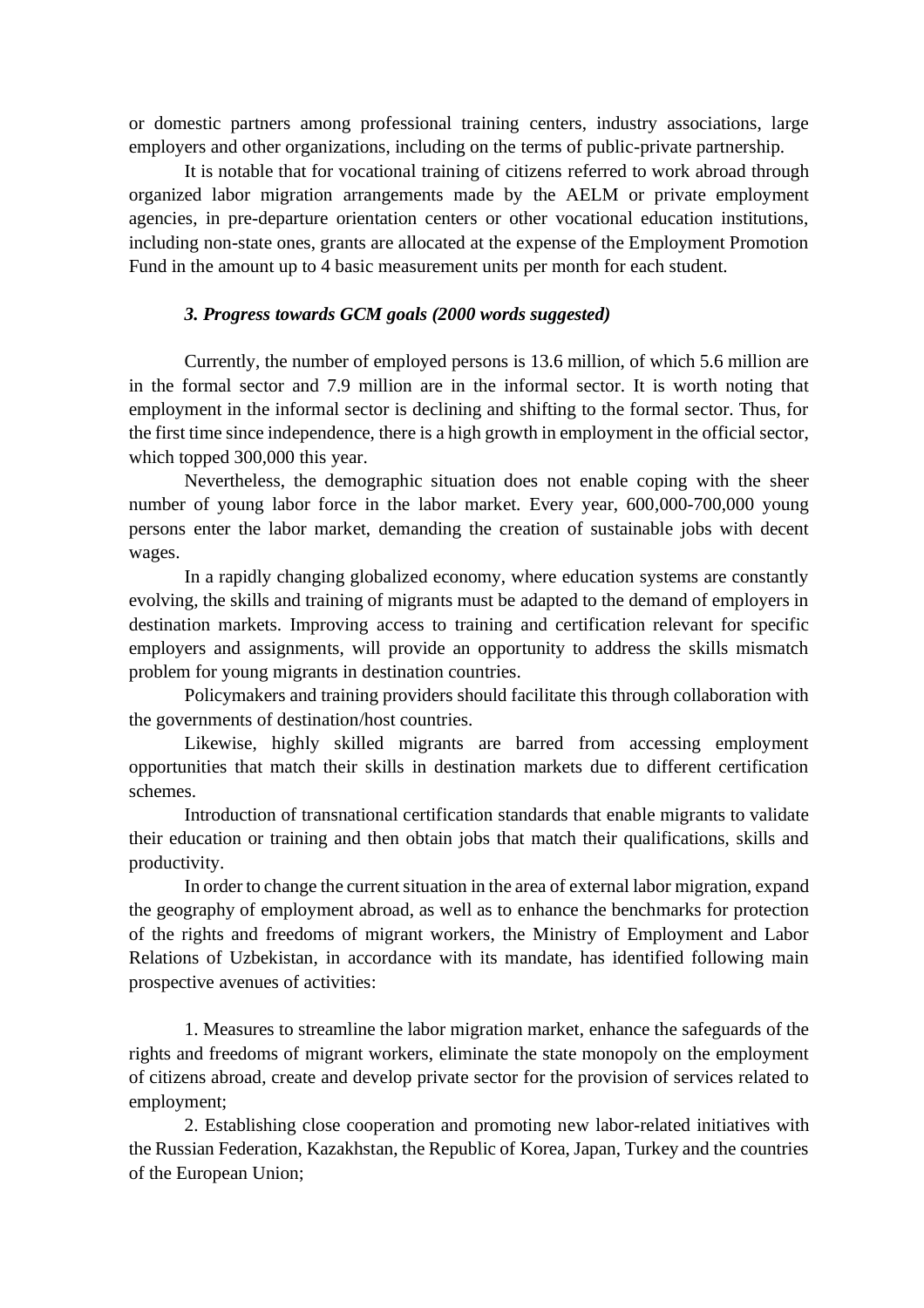or domestic partners among professional training centers, industry associations, large employers and other organizations, including on the terms of public-private partnership.

It is notable that for vocational training of citizens referred to work abroad through organized labor migration arrangements made by the AELM or private employment agencies, in pre-departure orientation centers or other vocational education institutions, including non-state ones, grants are allocated at the expense of the Employment Promotion Fund in the amount up to 4 basic measurement units per month for each student.

### *3. Progress towards GCM goals (2000 words suggested)*

Currently, the number of employed persons is 13.6 million, of which 5.6 million are in the formal sector and 7.9 million are in the informal sector. It is worth noting that employment in the informal sector is declining and shifting to the formal sector. Thus, for the first time since independence, there is a high growth in employment in the official sector, which topped 300,000 this year.

Nevertheless, the demographic situation does not enable coping with the sheer number of young labor force in the labor market. Every year, 600,000-700,000 young persons enter the labor market, demanding the creation of sustainable jobs with decent wages.

In a rapidly changing globalized economy, where education systems are constantly evolving, the skills and training of migrants must be adapted to the demand of employers in destination markets. Improving access to training and certification relevant for specific employers and assignments, will provide an opportunity to address the skills mismatch problem for young migrants in destination countries.

Policymakers and training providers should facilitate this through collaboration with the governments of destination/host countries.

Likewise, highly skilled migrants are barred from accessing employment opportunities that match their skills in destination markets due to different certification schemes.

Introduction of transnational certification standards that enable migrants to validate their education or training and then obtain jobs that match their qualifications, skills and productivity.

In order to change the current situation in the area of external labor migration, expand the geography of employment abroad, as well as to enhance the benchmarks for protection of the rights and freedoms of migrant workers, the Ministry of Employment and Labor Relations of Uzbekistan, in accordance with its mandate, has identified following main prospective avenues of activities:

1. Measures to streamline the labor migration market, enhance the safeguards of the rights and freedoms of migrant workers, eliminate the state monopoly on the employment of citizens abroad, create and develop private sector for the provision of services related to employment;
2. Establishing close cooperation and promoting new labor-related initiatives with the Russian Federation, Kazakhstan, the Republic of Korea, Japan, Turkey and the countries of the European Union;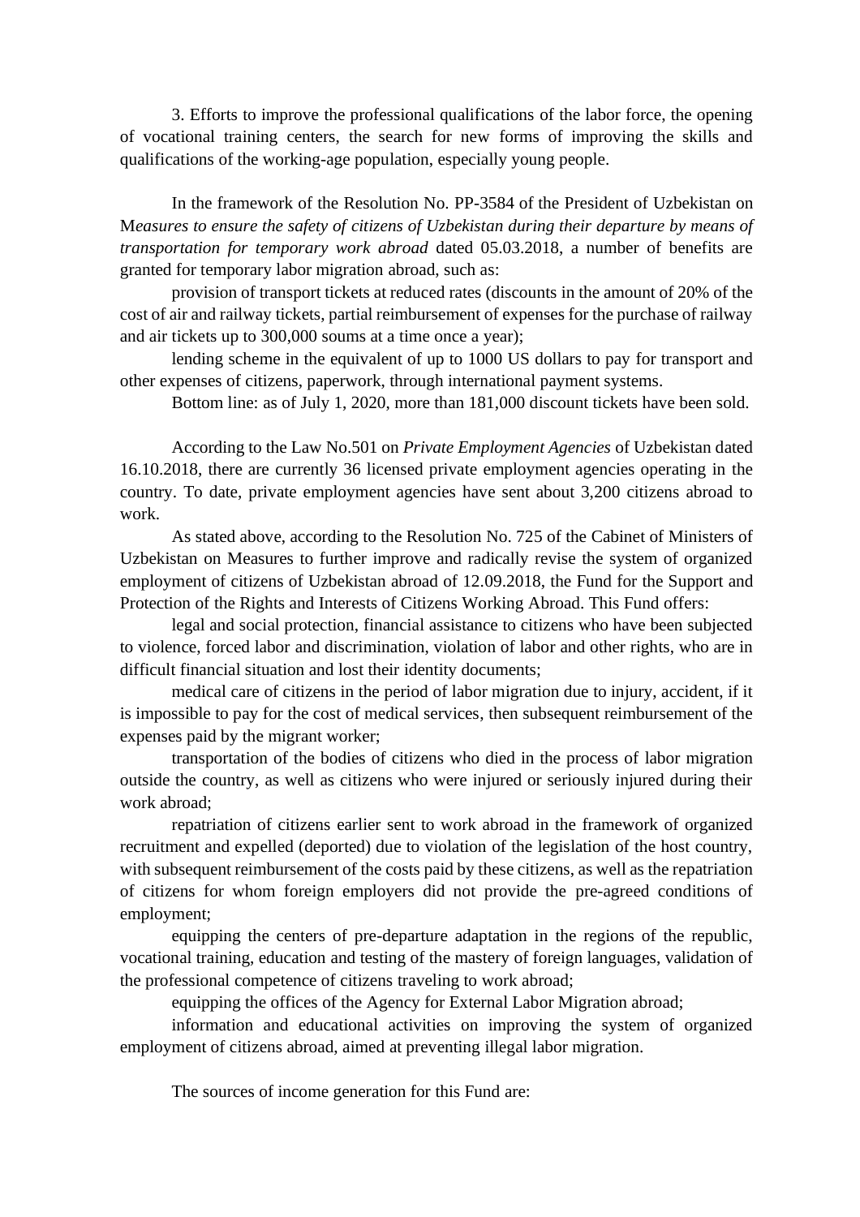3. Efforts to improve the professional qualifications of the labor force, the opening of vocational training centers, the search for new forms of improving the skills and qualifications of the working-age population, especially young people.

In the framework of the Resolution No. PP-3584 of the President of Uzbekistan on M*easures to ensure the safety of citizens of Uzbekistan during their departure by means of transportation for temporary work abroad* dated 05.03.2018, a number of benefits are granted for temporary labor migration abroad, such as:

provision of transport tickets at reduced rates (discounts in the amount of 20% of the cost of air and railway tickets, partial reimbursement of expenses for the purchase of railway and air tickets up to 300,000 soums at a time once a year);

lending scheme in the equivalent of up to 1000 US dollars to pay for transport and other expenses of citizens, paperwork, through international payment systems.

Bottom line: as of July 1, 2020, more than 181,000 discount tickets have been sold.

According to the Law No.501 on *Private Employment Agencies* of Uzbekistan dated 16.10.2018, there are currently 36 licensed private employment agencies operating in the country. To date, private employment agencies have sent about 3,200 citizens abroad to work.

As stated above, according to the Resolution No. 725 of the Cabinet of Ministers of Uzbekistan on Measures to further improve and radically revise the system of organized employment of citizens of Uzbekistan abroad of 12.09.2018, the Fund for the Support and Protection of the Rights and Interests of Citizens Working Abroad. This Fund offers:

legal and social protection, financial assistance to citizens who have been subjected to violence, forced labor and discrimination, violation of labor and other rights, who are in difficult financial situation and lost their identity documents;

medical care of citizens in the period of labor migration due to injury, accident, if it is impossible to pay for the cost of medical services, then subsequent reimbursement of the expenses paid by the migrant worker;

transportation of the bodies of citizens who died in the process of labor migration outside the country, as well as citizens who were injured or seriously injured during their work abroad;

repatriation of citizens earlier sent to work abroad in the framework of organized recruitment and expelled (deported) due to violation of the legislation of the host country, with subsequent reimbursement of the costs paid by these citizens, as well as the repatriation of citizens for whom foreign employers did not provide the pre-agreed conditions of employment;

equipping the centers of pre-departure adaptation in the regions of the republic, vocational training, education and testing of the mastery of foreign languages, validation of the professional competence of citizens traveling to work abroad;

equipping the offices of the Agency for External Labor Migration abroad;

information and educational activities on improving the system of organized employment of citizens abroad, aimed at preventing illegal labor migration.

The sources of income generation for this Fund are: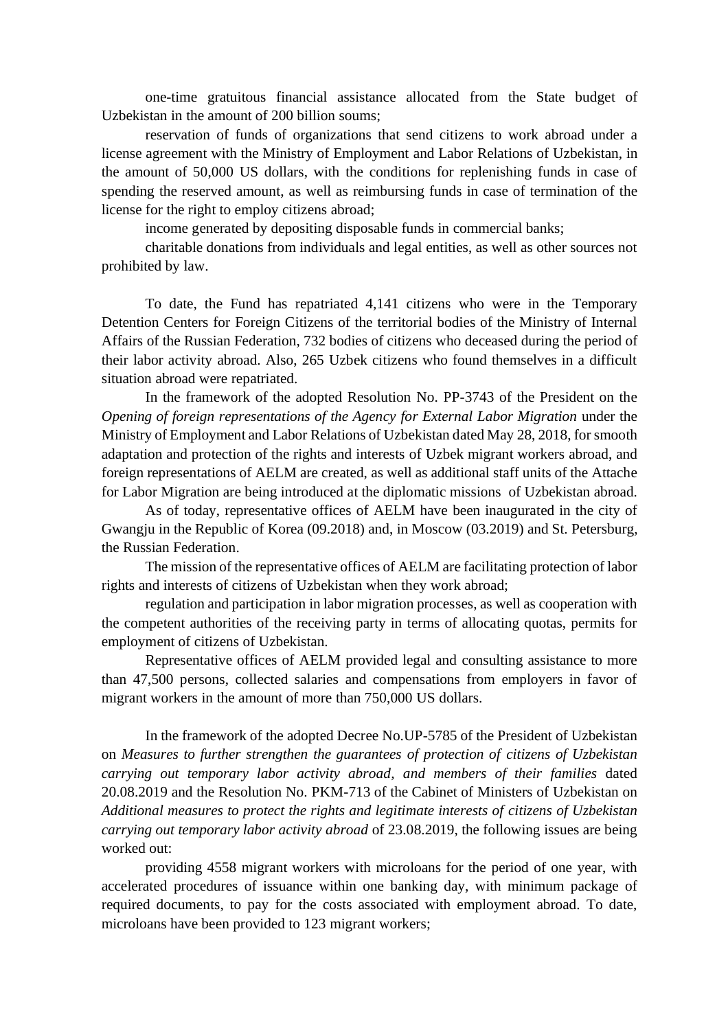one-time gratuitous financial assistance allocated from the State budget of Uzbekistan in the amount of 200 billion soums;

reservation of funds of organizations that send citizens to work abroad under a license agreement with the Ministry of Employment and Labor Relations of Uzbekistan, in the amount of 50,000 US dollars, with the conditions for replenishing funds in case of spending the reserved amount, as well as reimbursing funds in case of termination of the license for the right to employ citizens abroad;

income generated by depositing disposable funds in commercial banks;

charitable donations from individuals and legal entities, as well as other sources not prohibited by law.

To date, the Fund has repatriated 4,141 citizens who were in the Temporary Detention Centers for Foreign Citizens of the territorial bodies of the Ministry of Internal Affairs of the Russian Federation, 732 bodies of citizens who deceased during the period of their labor activity abroad. Also, 265 Uzbek citizens who found themselves in a difficult situation abroad were repatriated.

In the framework of the adopted Resolution No. PP-3743 of the President on the *Opening of foreign representations of the Agency for External Labor Migration* under the Ministry of Employment and Labor Relations of Uzbekistan dated May 28, 2018, for smooth adaptation and protection of the rights and interests of Uzbek migrant workers abroad, and foreign representations of AELM are created, as well as additional staff units of the Attache for Labor Migration are being introduced at the diplomatic missions of Uzbekistan abroad.

As of today, representative offices of AELM have been inaugurated in the city of Gwangju in the Republic of Korea (09.2018) and, in Moscow (03.2019) and St. Petersburg, the Russian Federation.

The mission of the representative offices of AELM are facilitating protection of labor rights and interests of citizens of Uzbekistan when they work abroad;

regulation and participation in labor migration processes, as well as cooperation with the competent authorities of the receiving party in terms of allocating quotas, permits for employment of citizens of Uzbekistan.

Representative offices of AELM provided legal and consulting assistance to more than 47,500 persons, collected salaries and compensations from employers in favor of migrant workers in the amount of more than 750,000 US dollars.

In the framework of the adopted Decree No.UP-5785 of the President of Uzbekistan on *Measures to further strengthen the guarantees of protection of citizens of Uzbekistan carrying out temporary labor activity abroad, and members of their families* dated 20.08.2019 and the Resolution No. PKM-713 of the Cabinet of Ministers of Uzbekistan on *Additional measures to protect the rights and legitimate interests of citizens of Uzbekistan carrying out temporary labor activity abroad* of 23.08.2019, the following issues are being worked out:

providing 4558 migrant workers with microloans for the period of one year, with accelerated procedures of issuance within one banking day, with minimum package of required documents, to pay for the costs associated with employment abroad. To date, microloans have been provided to 123 migrant workers;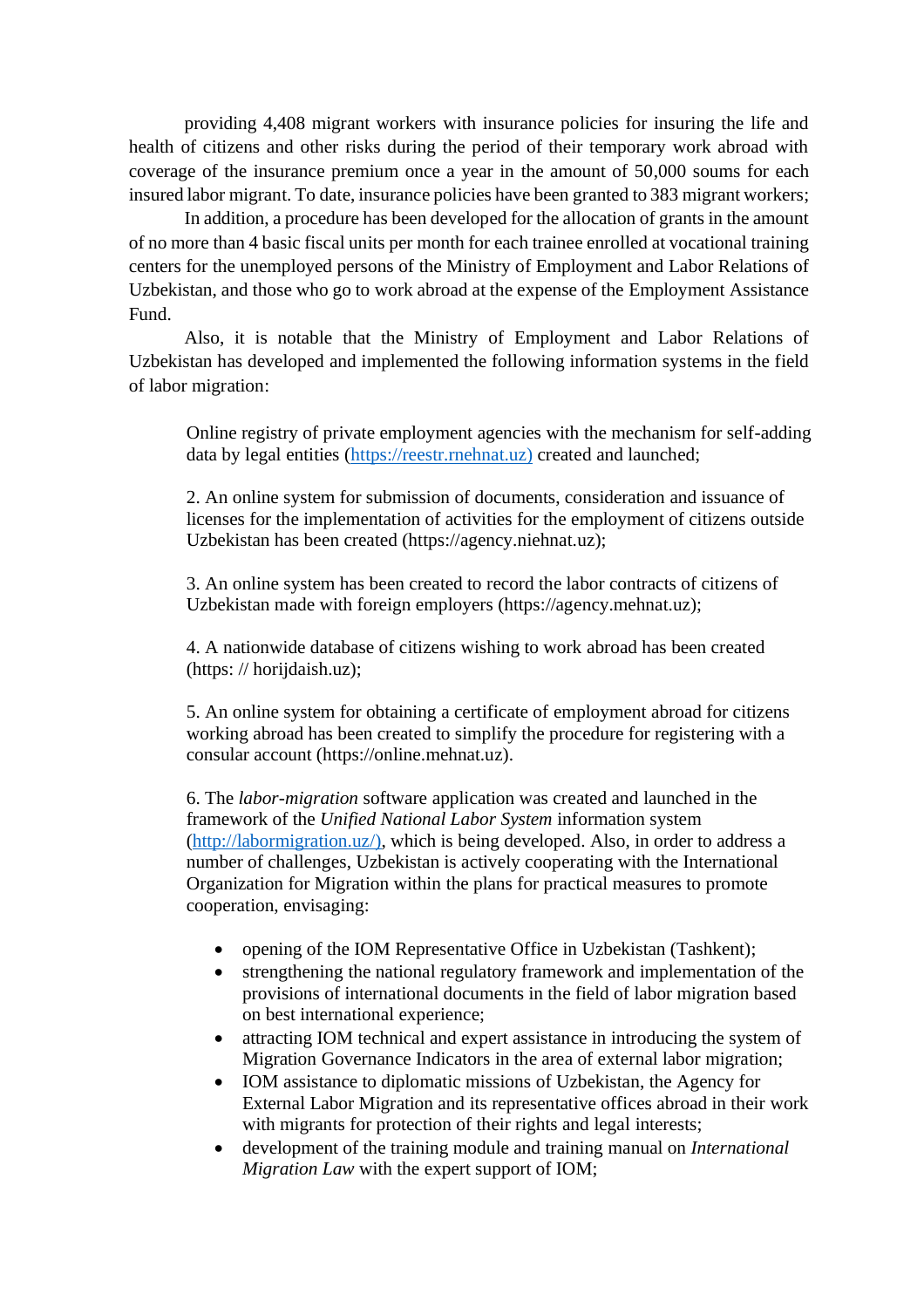providing 4,408 migrant workers with insurance policies for insuring the life and health of citizens and other risks during the period of their temporary work abroad with coverage of the insurance premium once a year in the amount of 50,000 soums for each insured labor migrant. To date, insurance policies have been granted to 383 migrant workers;

In addition, a procedure has been developed for the allocation of grants in the amount of no more than 4 basic fiscal units per month for each trainee enrolled at vocational training centers for the unemployed persons of the Ministry of Employment and Labor Relations of Uzbekistan, and those who go to work abroad at the expense of the Employment Assistance Fund.

Also, it is notable that the Ministry of Employment and Labor Relations of Uzbekistan has developed and implemented the following information systems in the field of labor migration:

> Online registry of private employment agencies with the mechanism for self-adding data by legal entities (https://reestr.rnehnat.uz) created and launched;
>
> 2. An online system for submission of documents, consideration and issuance of licenses for the implementation of activities for the employment of citizens outside Uzbekistan has been created (https://agency.niehnat.uz);
>
> 3. An online system has been created to record the labor contracts of citizens of Uzbekistan made with foreign employers (https://agency.mehnat.uz);
>
> 4. A nationwide database of citizens wishing to work abroad has been created (https: // horijdaish.uz);
>
> 5. An online system for obtaining a certificate of employment abroad for citizens working abroad has been created to simplify the procedure for registering with a consular account (https://online.mehnat.uz).
>
> 6. The *labor-migration* software application was created and launched in the framework of the *Unified National Labor System* information system (http://labormigration.uz/), which is being developed. Also, in order to address a number of challenges, Uzbekistan is actively cooperating with the International Organization for Migration within the plans for practical measures to promote cooperation, envisaging:
>
> - opening of the IOM Representative Office in Uzbekistan (Tashkent);
> - strengthening the national regulatory framework and implementation of the provisions of international documents in the field of labor migration based on best international experience;
> - attracting IOM technical and expert assistance in introducing the system of Migration Governance Indicators in the area of external labor migration;
> - IOM assistance to diplomatic missions of Uzbekistan, the Agency for External Labor Migration and its representative offices abroad in their work with migrants for protection of their rights and legal interests;
> - development of the training module and training manual on *International Migration Law* with the expert support of IOM;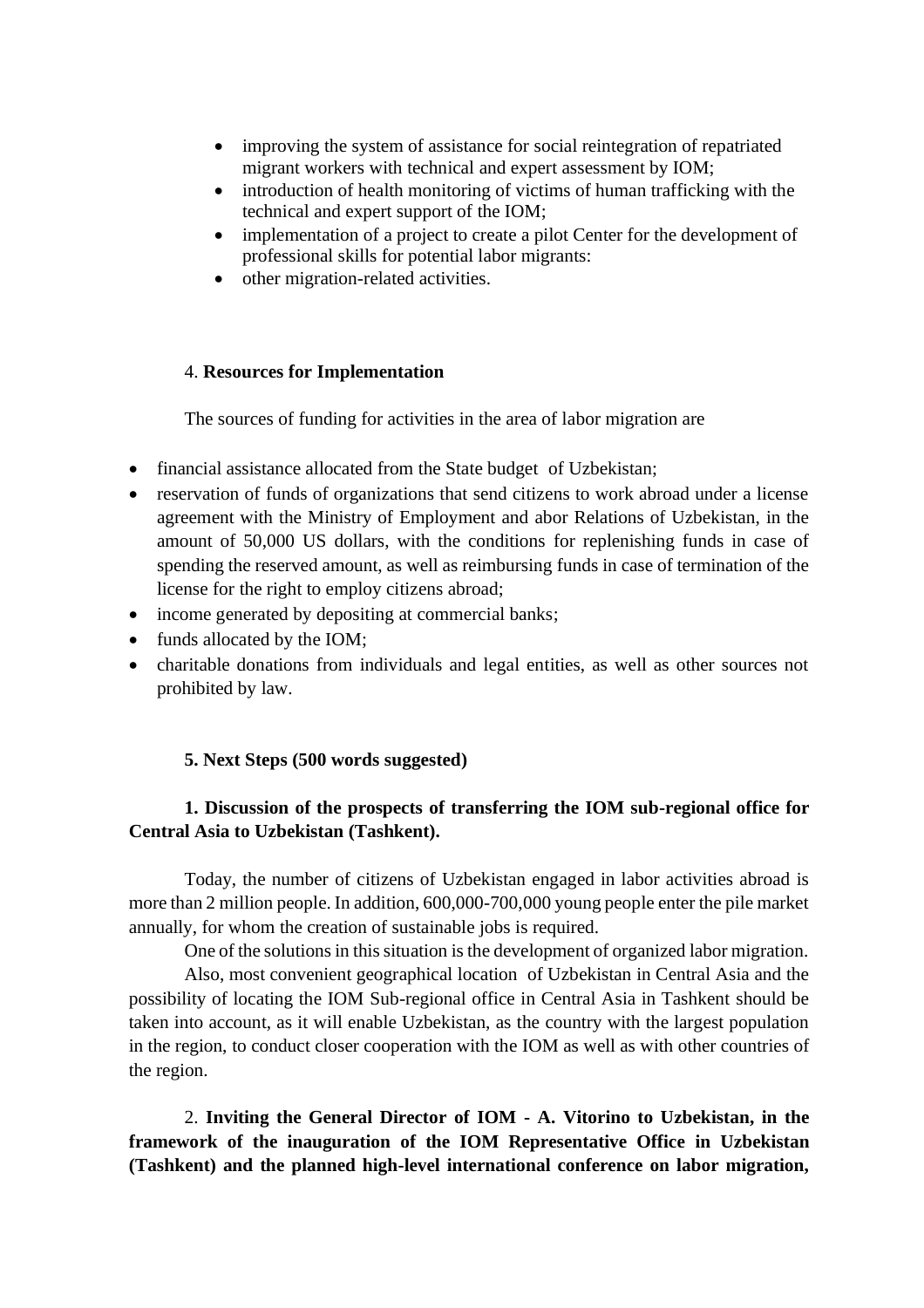- improving the system of assistance for social reintegration of repatriated migrant workers with technical and expert assessment by IOM;
- introduction of health monitoring of victims of human trafficking with the technical and expert support of the IOM;
- implementation of a project to create a pilot Center for the development of professional skills for potential labor migrants:
- other migration-related activities.

4. **Resources for Implementation**

The sources of funding for activities in the area of labor migration are

- financial assistance allocated from the State budget of Uzbekistan;
- reservation of funds of organizations that send citizens to work abroad under a license agreement with the Ministry of Employment and abor Relations of Uzbekistan, in the amount of 50,000 US dollars, with the conditions for replenishing funds in case of spending the reserved amount, as well as reimbursing funds in case of termination of the license for the right to employ citizens abroad;
- income generated by depositing at commercial banks;
- funds allocated by the IOM;
- charitable donations from individuals and legal entities, as well as other sources not prohibited by law.

**5. Next Steps (500 words suggested)**

**1. Discussion of the prospects of transferring the IOM sub-regional office for Central Asia to Uzbekistan (Tashkent).**

Today, the number of citizens of Uzbekistan engaged in labor activities abroad is more than 2 million people. In addition, 600,000-700,000 young people enter the pile market annually, for whom the creation of sustainable jobs is required.

One of the solutions in this situation is the development of organized labor migration.

Also, most convenient geographical location of Uzbekistan in Central Asia and the possibility of locating the IOM Sub-regional office in Central Asia in Tashkent should be taken into account, as it will enable Uzbekistan, as the country with the largest population in the region, to conduct closer cooperation with the IOM as well as with other countries of the region.

2. **Inviting the General Director of IOM - A. Vitorino to Uzbekistan, in the framework of the inauguration of the IOM Representative Office in Uzbekistan (Tashkent) and the planned high-level international conference on labor migration,**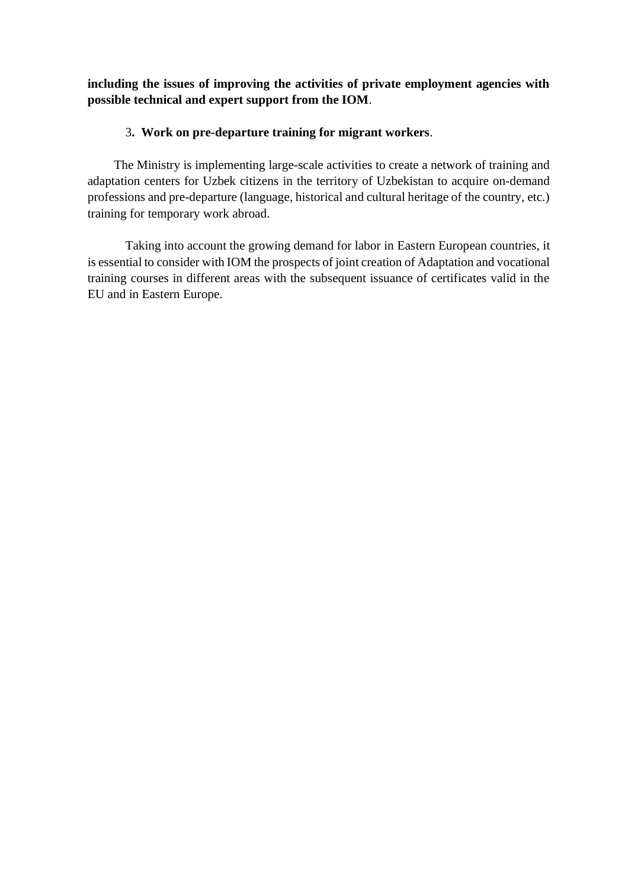**including the issues of improving the activities of private employment agencies with possible technical and expert support from the IOM**.

3**. Work on pre-departure training for migrant workers**.

The Ministry is implementing large-scale activities to create a network of training and adaptation centers for Uzbek citizens in the territory of Uzbekistan to acquire on-demand professions and pre-departure (language, historical and cultural heritage of the country, etc.) training for temporary work abroad.

Taking into account the growing demand for labor in Eastern European countries, it is essential to consider with IOM the prospects of joint creation of Adaptation and vocational training courses in different areas with the subsequent issuance of certificates valid in the EU and in Eastern Europe.